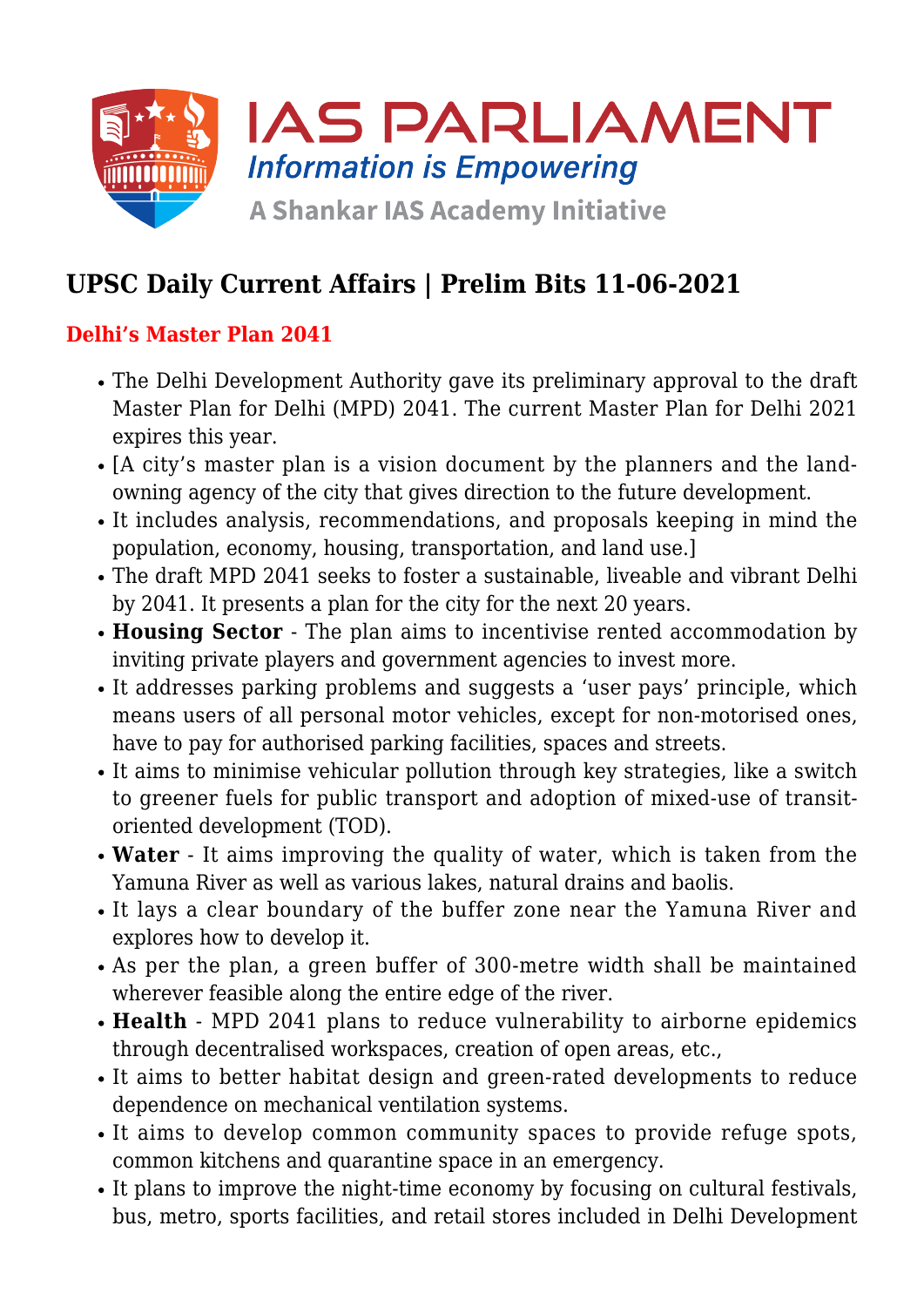# UPSC Daily Current Affairs | Prelim Bits 11-06-2021

## Delhi's Master Plan 2041

- The Delhi Development Authority gave its preliminary approval to the draft Master Plan for Delhi (MPD) 2041. The current Master Plan for Delhi 2021 expires this year.
- [A city's master plan is a vision document by the planners and the land-owning agency of the city that gives direction to the future development.
- It includes analysis, recommendations, and proposals keeping in mind the population, economy, housing, transportation, and land use.]
- The draft MPD 2041 seeks to foster a sustainable, liveable and vibrant Delhi by 2041. It presents a plan for the city for the next 20 years.
- **Housing Sector** - The plan aims to incentivise rented accommodation by inviting private players and government agencies to invest more.
- It addresses parking problems and suggests a 'user pays' principle, which means users of all personal motor vehicles, except for non-motorised ones, have to pay for authorised parking facilities, spaces and streets.
- It aims to minimise vehicular pollution through key strategies, like a switch to greener fuels for public transport and adoption of mixed-use of transit-oriented development (TOD).
- **Water** - It aims improving the quality of water, which is taken from the Yamuna River as well as various lakes, natural drains and baolis.
- It lays a clear boundary of the buffer zone near the Yamuna River and explores how to develop it.
- As per the plan, a green buffer of 300-metre width shall be maintained wherever feasible along the entire edge of the river.
- **Health** - MPD 2041 plans to reduce vulnerability to airborne epidemics through decentralised workspaces, creation of open areas, etc.,
- It aims to better habitat design and green-rated developments to reduce dependence on mechanical ventilation systems.
- It aims to develop common community spaces to provide refuge spots, common kitchens and quarantine space in an emergency.
- It plans to improve the night-time economy by focusing on cultural festivals, bus, metro, sports facilities, and retail stores included in Delhi Development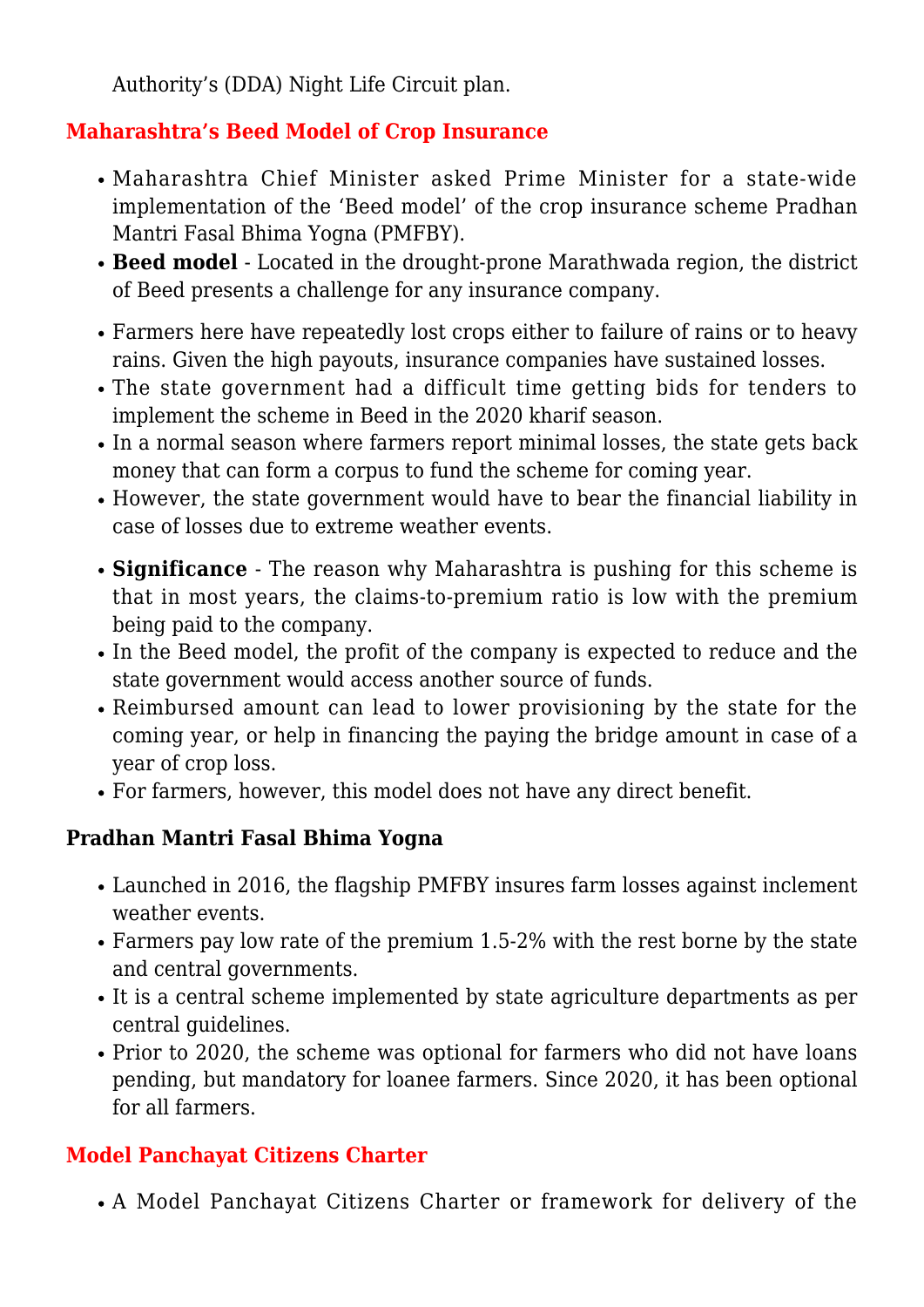Authority's (DDA) Night Life Circuit plan.

## Maharashtra's Beed Model of Crop Insurance

- Maharashtra Chief Minister asked Prime Minister for a state-wide implementation of the 'Beed model' of the crop insurance scheme Pradhan Mantri Fasal Bhima Yogna (PMFBY).
- **Beed model** - Located in the drought-prone Marathwada region, the district of Beed presents a challenge for any insurance company.
- Farmers here have repeatedly lost crops either to failure of rains or to heavy rains. Given the high payouts, insurance companies have sustained losses.
- The state government had a difficult time getting bids for tenders to implement the scheme in Beed in the 2020 kharif season.
- In a normal season where farmers report minimal losses, the state gets back money that can form a corpus to fund the scheme for coming year.
- However, the state government would have to bear the financial liability in case of losses due to extreme weather events.
- **Significance** - The reason why Maharashtra is pushing for this scheme is that in most years, the claims-to-premium ratio is low with the premium being paid to the company.
- In the Beed model, the profit of the company is expected to reduce and the state government would access another source of funds.
- Reimbursed amount can lead to lower provisioning by the state for the coming year, or help in financing the paying the bridge amount in case of a year of crop loss.
- For farmers, however, this model does not have any direct benefit.

### Pradhan Mantri Fasal Bhima Yogna

- Launched in 2016, the flagship PMFBY insures farm losses against inclement weather events.
- Farmers pay low rate of the premium 1.5-2% with the rest borne by the state and central governments.
- It is a central scheme implemented by state agriculture departments as per central guidelines.
- Prior to 2020, the scheme was optional for farmers who did not have loans pending, but mandatory for loanee farmers. Since 2020, it has been optional for all farmers.

## Model Panchayat Citizens Charter

- A Model Panchayat Citizens Charter or framework for delivery of the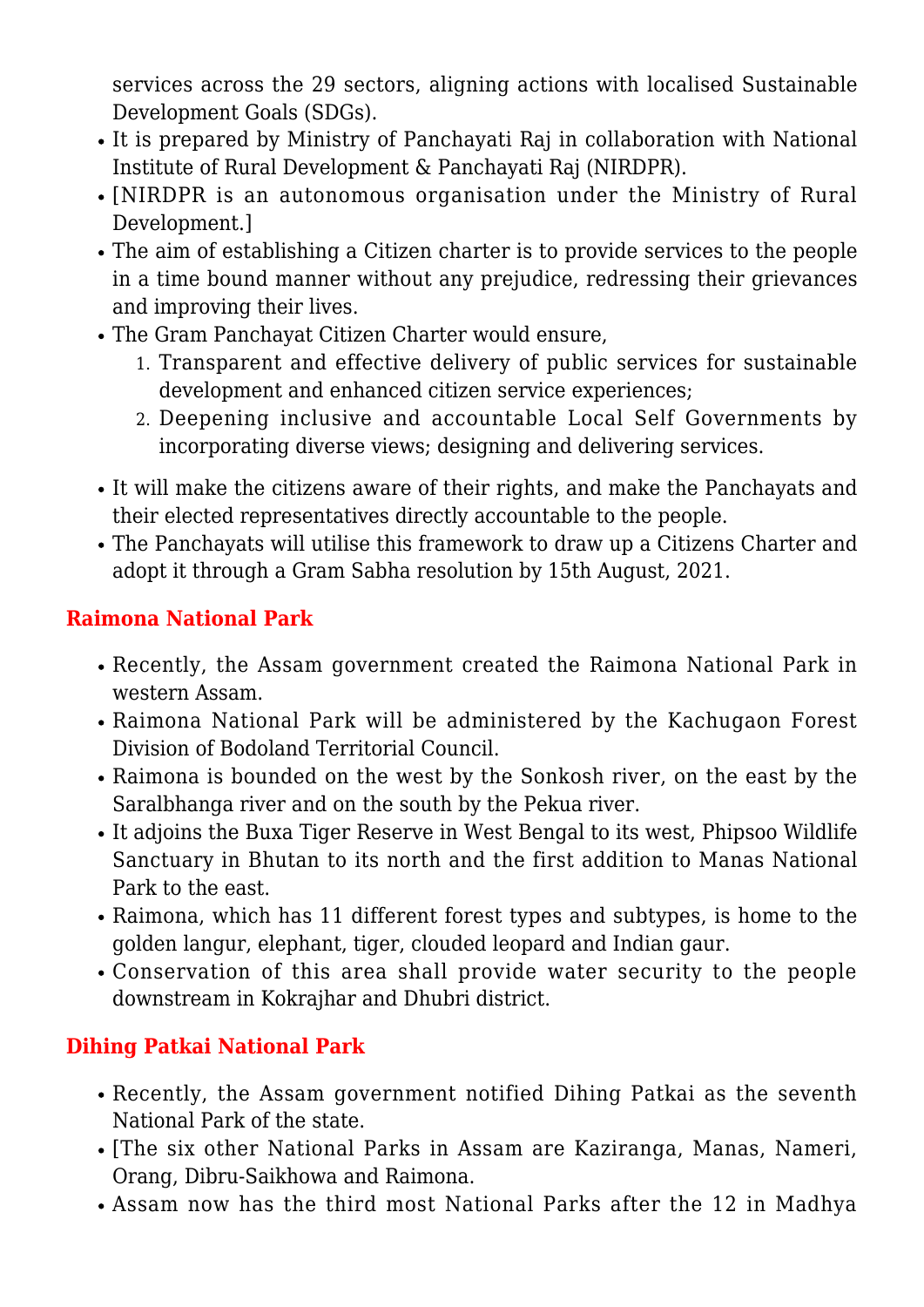services across the 29 sectors, aligning actions with localised Sustainable Development Goals (SDGs).

- It is prepared by Ministry of Panchayati Raj in collaboration with National Institute of Rural Development & Panchayati Raj (NIRDPR).
- [NIRDPR is an autonomous organisation under the Ministry of Rural Development.]
- The aim of establishing a Citizen charter is to provide services to the people in a time bound manner without any prejudice, redressing their grievances and improving their lives.
- The Gram Panchayat Citizen Charter would ensure,
    1. Transparent and effective delivery of public services for sustainable development and enhanced citizen service experiences;
    2. Deepening inclusive and accountable Local Self Governments by incorporating diverse views; designing and delivering services.
- It will make the citizens aware of their rights, and make the Panchayats and their elected representatives directly accountable to the people.
- The Panchayats will utilise this framework to draw up a Citizens Charter and adopt it through a Gram Sabha resolution by 15th August, 2021.

## Raimona National Park

- Recently, the Assam government created the Raimona National Park in western Assam.
- Raimona National Park will be administered by the Kachugaon Forest Division of Bodoland Territorial Council.
- Raimona is bounded on the west by the Sonkosh river, on the east by the Saralbhanga river and on the south by the Pekua river.
- It adjoins the Buxa Tiger Reserve in West Bengal to its west, Phipsoo Wildlife Sanctuary in Bhutan to its north and the first addition to Manas National Park to the east.
- Raimona, which has 11 different forest types and subtypes, is home to the golden langur, elephant, tiger, clouded leopard and Indian gaur.
- Conservation of this area shall provide water security to the people downstream in Kokrajhar and Dhubri district.

## Dihing Patkai National Park

- Recently, the Assam government notified Dihing Patkai as the seventh National Park of the state.
- [The six other National Parks in Assam are Kaziranga, Manas, Nameri, Orang, Dibru-Saikhowa and Raimona.
- Assam now has the third most National Parks after the 12 in Madhya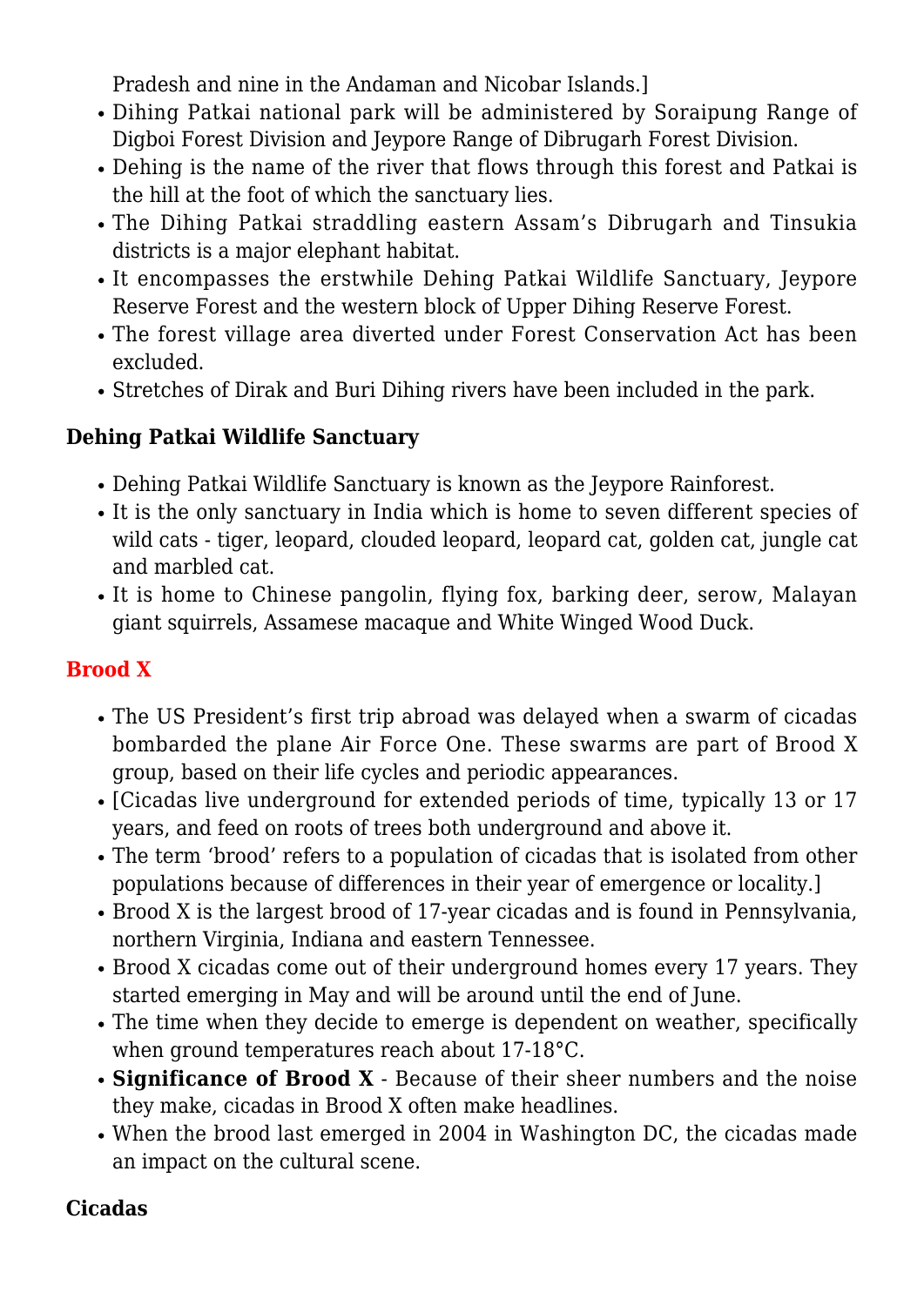Pradesh and nine in the Andaman and Nicobar Islands.]

- Dihing Patkai national park will be administered by Soraipung Range of Digboi Forest Division and Jeypore Range of Dibrugarh Forest Division.
- Dehing is the name of the river that flows through this forest and Patkai is the hill at the foot of which the sanctuary lies.
- The Dihing Patkai straddling eastern Assam's Dibrugarh and Tinsukia districts is a major elephant habitat.
- It encompasses the erstwhile Dehing Patkai Wildlife Sanctuary, Jeypore Reserve Forest and the western block of Upper Dihing Reserve Forest.
- The forest village area diverted under Forest Conservation Act has been excluded.
- Stretches of Dirak and Buri Dihing rivers have been included in the park.

### Dehing Patkai Wildlife Sanctuary

- Dehing Patkai Wildlife Sanctuary is known as the Jeypore Rainforest.
- It is the only sanctuary in India which is home to seven different species of wild cats - tiger, leopard, clouded leopard, leopard cat, golden cat, jungle cat and marbled cat.
- It is home to Chinese pangolin, flying fox, barking deer, serow, Malayan giant squirrels, Assamese macaque and White Winged Wood Duck.

## Brood X

- The US President's first trip abroad was delayed when a swarm of cicadas bombarded the plane Air Force One. These swarms are part of Brood X group, based on their life cycles and periodic appearances.
- [Cicadas live underground for extended periods of time, typically 13 or 17 years, and feed on roots of trees both underground and above it.
- The term 'brood' refers to a population of cicadas that is isolated from other populations because of differences in their year of emergence or locality.]
- Brood X is the largest brood of 17-year cicadas and is found in Pennsylvania, northern Virginia, Indiana and eastern Tennessee.
- Brood X cicadas come out of their underground homes every 17 years. They started emerging in May and will be around until the end of June.
- The time when they decide to emerge is dependent on weather, specifically when ground temperatures reach about 17-18°C.
- **Significance of Brood X** - Because of their sheer numbers and the noise they make, cicadas in Brood X often make headlines.
- When the brood last emerged in 2004 in Washington DC, the cicadas made an impact on the cultural scene.

### Cicadas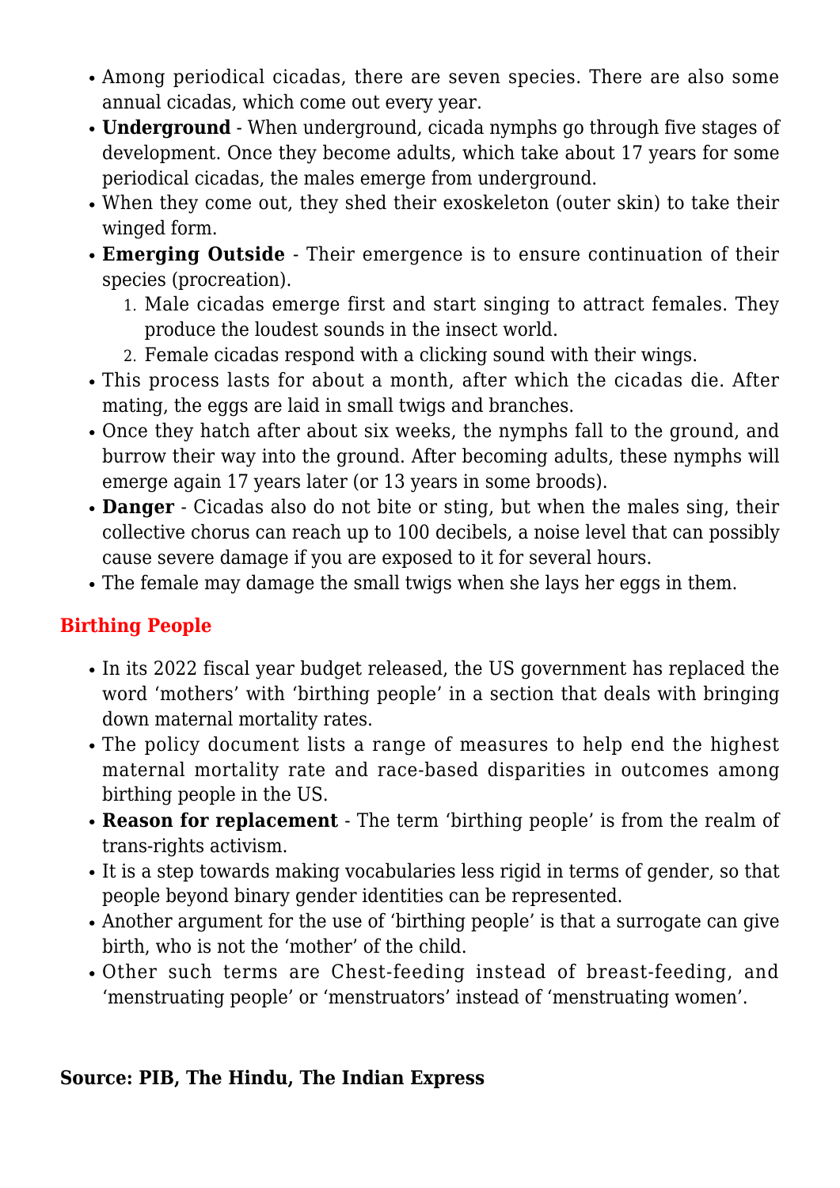- Among periodical cicadas, there are seven species. There are also some annual cicadas, which come out every year.
- **Underground** - When underground, cicada nymphs go through five stages of development. Once they become adults, which take about 17 years for some periodical cicadas, the males emerge from underground.
- When they come out, they shed their exoskeleton (outer skin) to take their winged form.
- **Emerging Outside** - Their emergence is to ensure continuation of their species (procreation).
    1. Male cicadas emerge first and start singing to attract females. They produce the loudest sounds in the insect world.
    2. Female cicadas respond with a clicking sound with their wings.
- This process lasts for about a month, after which the cicadas die. After mating, the eggs are laid in small twigs and branches.
- Once they hatch after about six weeks, the nymphs fall to the ground, and burrow their way into the ground. After becoming adults, these nymphs will emerge again 17 years later (or 13 years in some broods).
- **Danger** - Cicadas also do not bite or sting, but when the males sing, their collective chorus can reach up to 100 decibels, a noise level that can possibly cause severe damage if you are exposed to it for several hours.
- The female may damage the small twigs when she lays her eggs in them.

## Birthing People

- In its 2022 fiscal year budget released, the US government has replaced the word 'mothers' with 'birthing people' in a section that deals with bringing down maternal mortality rates.
- The policy document lists a range of measures to help end the highest maternal mortality rate and race-based disparities in outcomes among birthing people in the US.
- **Reason for replacement** - The term 'birthing people' is from the realm of trans-rights activism.
- It is a step towards making vocabularies less rigid in terms of gender, so that people beyond binary gender identities can be represented.
- Another argument for the use of 'birthing people' is that a surrogate can give birth, who is not the 'mother' of the child.
- Other such terms are Chest-feeding instead of breast-feeding, and 'menstruating people' or 'menstruators' instead of 'menstruating women'.

**Source: PIB, The Hindu, The Indian Express**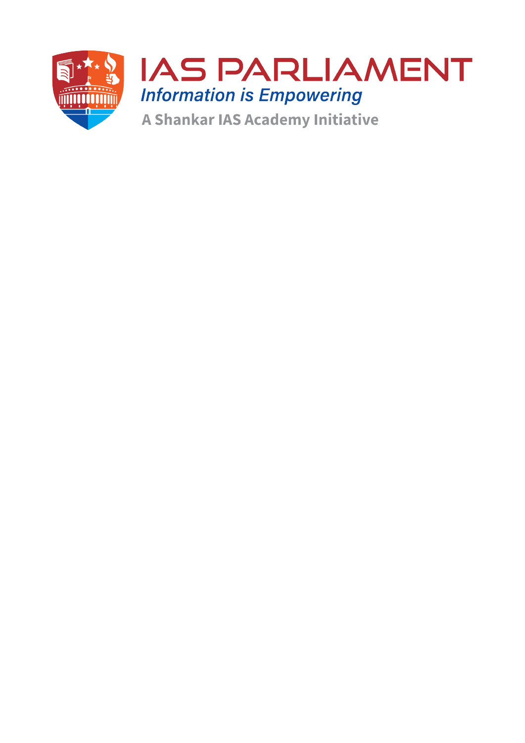# IAS PARLIAMENT

*Information is Empowering*

A Shankar IAS Academy Initiative